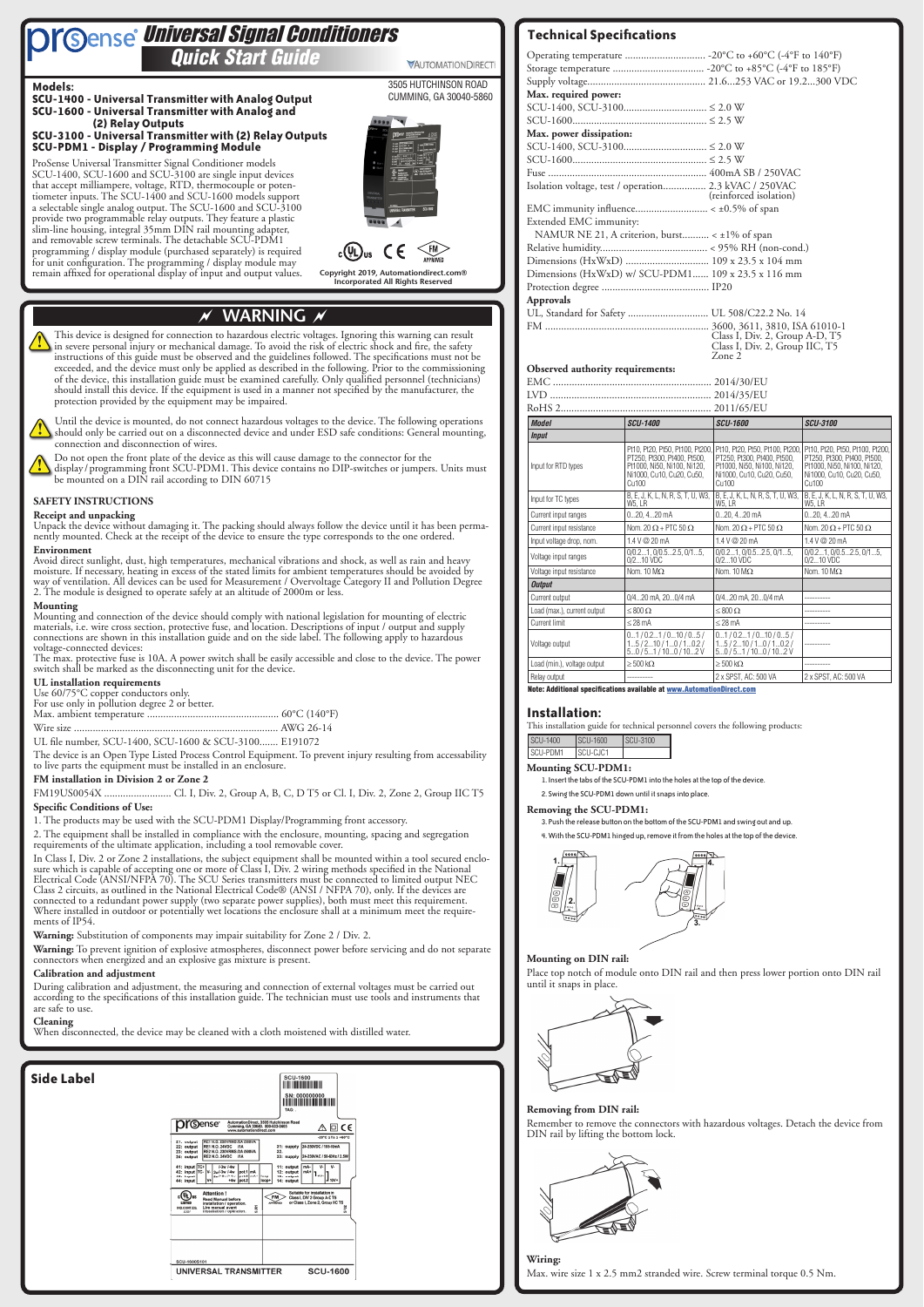# ProSense Universal Signal Conditioners

## Quick Start Guide

AUTOMATIONDIRECT

3505 HUTCHINSON ROAD
CUMMING, GA 30040-5860

**Models:**

**SCU-1400 - Universal Transmitter with Analog Output**
**SCU-1600 - Universal Transmitter with Analog and (2) Relay Outputs**
**SCU-3100 - Universal Transmitter with (2) Relay Outputs**
**SCU-PDM1 - Display / Programming Module**

ProSense Universal Transmitter Signal Conditioner models SCU-1400, SCU-1600 and SCU-3100 are single input devices that accept milliampere, voltage, RTD, thermocouple or potentiometer inputs. The SCU-1400 and SCU-1600 models support a selectable single analog output. The SCU-1600 and SCU-3100 provide two programmable relay outputs. They feature a plastic slim-line housing, integral 35mm DIN rail mounting adapter, and removable screw terminals. The detachable SCU-PDM1 programming / display module (purchased separately) is required for unit configuration. The programming / display module may remain affixed for operational display of input and output values.

Copyright 2019, Automationdirect.com® Incorporated All Rights Reserved

## WARNING

This device is designed for connection to hazardous electric voltages. Ignoring this warning can result in severe personal injury or mechanical damage. To avoid the risk of electric shock and fire, the safety instructions of this guide must be observed and the guidelines followed. The specifications must not be exceeded, and the device must only be applied as described in the following. Prior to the commissioning of the device, this installation guide must be examined carefully. Only qualified personnel (technicians) should install this device. If the equipment is used in a manner not specified by the manufacturer, the protection provided by the equipment may be impaired.

Until the device is mounted, do not connect hazardous voltages to the device. The following operations should only be carried out on a disconnected device and under ESD safe conditions: General mounting, connection and disconnection of wires.

Do not open the front plate of the device as this will cause damage to the connector for the display / programming front SCU-PDM1. This device contains no DIP-switches or jumpers. Units must be mounted on a DIN rail according to DIN 60715

### SAFETY INSTRUCTIONS

**Receipt and unpacking**

Unpack the device without damaging it. The packing should always follow the device until it has been permanently mounted. Check at the receipt of the device to ensure the type corresponds to the one ordered.

**Environment**

Avoid direct sunlight, dust, high temperatures, mechanical vibrations and shock, as well as rain and heavy moisture. If necessary, heating in excess of the stated limits for ambient temperatures should be avoided by way of ventilation. All devices can be used for Measurement / Overvoltage Category II and Pollution Degree 2. The module is designed to operate safely at an altitude of 2000m or less.

**Mounting**

Mounting and connection of the device should comply with national legislation for mounting of electric materials, i.e. wire cross section, protective fuse, and location. Descriptions of input / output and supply connections are shown in this installation guide and on the side label. The following apply to hazardous voltage-connected devices:

The max. protective fuse is 10A. A power switch shall be easily accessible and close to the device. The power switch shall be marked as the disconnecting unit for the device.

**UL installation requirements**

Use 60/75°C copper conductors only.
For use only in pollution degree 2 or better.

Max. ambient temperature .................... 60°C (140°F)
Wire size .................... AWG 26-14
UL file number, SCU-1400, SCU-1600 & SCU-3100....... E191072

The device is an Open Type Listed Process Control Equipment. To prevent injury resulting from accessibility to live parts the equipment must be installed in an enclosure.

**FM installation in Division 2 or Zone 2**

FM19US0054X .................... Cl. I, Div. 2, Group A, B, C, D T5 or Cl. I, Div. 2, Zone 2, Group IIC T5

**Specific Conditions of Use:**

1. The products may be used with the SCU-PDM1 Display/Programming front accessory.

2. The equipment shall be installed in compliance with the enclosure, mounting, spacing and segregation requirements of the ultimate application, including a tool removable cover.

In Class I, Div. 2 or Zone 2 installations, the subject equipment shall be mounted within a tool secured enclosure which is capable of accepting one or more of Class I, Div. 2 wiring methods specified in the National Electrical Code (ANSI/NFPA 70). The SCU Series transmitters must be connected to limited output NEC Class 2 circuits, as outlined in the National Electrical Code® (ANSI / NFPA 70), only. If the devices are connected to a redundant power supply (two separate power supplies), both must meet this requirement. Where installed in outdoor or potentially wet locations the enclosure shall at a minimum meet the requirements of IP54.

**Warning:** Substitution of components may impair suitability for Zone 2 / Div. 2.

**Warning:** To prevent ignition of explosive atmospheres, disconnect power before servicing and do not separate connectors when energized and an explosive gas mixture is present.

**Calibration and adjustment**

During calibration and adjustment, the measuring and connection of external voltages must be carried out according to the specifications of this installation guide. The technician must use tools and instruments that are safe to use.

**Cleaning**

When disconnected, the device may be cleaned with a cloth moistened with distilled water.

## Side Label

SCU-1600
SN: 000000000
TAG

UNIVERSAL TRANSMITTER SCU-1600

## Technical Specifications

Operating temperature .................... -20°C to +60°C (-4°F to 140°F)
Storage temperature .................... -20°C to +85°C (-4°F to 185°F)
Supply voltage.................... 21.6...253 VAC or 19.2...300 VDC

**Max. required power:**
SCU-1400, SCU-3100.................... ≤ 2.0 W
SCU-1600.................... ≤ 2.5 W

**Max. power dissipation:**
SCU-1400, SCU-3100.................... ≤ 2.0 W
SCU-1600.................... ≤ 2.5 W

Fuse .................... 400mA SB / 250VAC
Isolation voltage, test / operation.................... 2.3 kVAC / 250VAC (reinforced isolation)
EMC immunity influence.................... < ±0.5% of span
Extended EMC immunity:
NAMUR NE 21, A criterion, burst.................... < ±1% of span
Relative humidity.................... < 95% RH (non-cond.)
Dimensions (HxWxD) .................... 109 x 23.5 x 104 mm
Dimensions (HxWxD) w/ SCU-PDM1...... 109 x 23.5 x 116 mm
Protection degree .................... IP20

**Approvals**
UL, Standard for Safety .................... UL 508/C22.2 No. 14
FM .................... 3600, 3611, 3810, ISA 61010-1 Class I, Div. 2, Group A-D, T5 Class I, Div. 2, Group IIC, T5 Zone 2

**Observed authority requirements:**
EMC .................... 2014/30/EU
LVD .................... 2014/35/EU
RoHS 2.................... 2011/65/EU

| Model | SCU-1400 | SCU-1600 | SCU-3100 |
|---|---|---|---|
| **Input** | | | |
| Input for RTD types | Pt10, Pt20, Pt50, Pt100, Pt200, PT250, Pt300, Pt400, Pt500, Pt1000, Ni50, Ni100, Ni120, Ni1000, Cu10, Cu20, Cu50, Cu100 | Pt10, Pt20, Pt50, Pt100, Pt200, PT250, Pt300, Pt400, Pt500, Pt1000, Ni50, Ni100, Ni120, Ni1000, Cu10, Cu20, Cu50, Cu100 | Pt10, Pt20, Pt50, Pt100, Pt200, PT250, Pt300, Pt400, Pt500, Pt1000, Ni50, Ni100, Ni120, Ni1000, Cu10, Cu20, Cu50, Cu100 |
| Input for TC types | B, E, J, K, L, N, R, S, T, U, W3, W5, LR | B, E, J, K, L, N, R, S, T, U, W3, W5, LR | B, E, J, K, L, N, R, S, T, U, W3, W5, LR |
| Current input ranges | 0...20, 4...20 mA | 0...20, 4...20 mA | 0...20, 4...20 mA |
| Current input resistance | Nom. 20 Ω + PTC 50 Ω | Nom. 20 Ω + PTC 50 Ω | Nom. 20 Ω + PTC 50 Ω |
| Input voltage drop, nom. | 1.4 V @ 20 mA | 1.4 V @ 20 mA | 1.4 V @ 20 mA |
| Voltage input ranges | 0/0.2...1, 0/0.5...2.5, 0/1...5, 0/2...10 VDC | 0/0.2...1, 0/0.5...2.5, 0/1...5, 0/2...10 VDC | 0/0.2...1, 0/0.5...2.5, 0/1...5, 0/2...10 VDC |
| Voltage input resistance | Nom. 10 MΩ | Nom. 10 MΩ | Nom. 10 MΩ |
| **Output** | | | |
| Current output | 0/4...20 mA, 20...0/4 mA | 0/4...20 mA, 20...0/4 mA | ---------- |
| Load (max.), current output | ≤ 800 Ω | ≤ 800 Ω | ---------- |
| Current limit | ≤ 28 mA | ≤ 28 mA | ---------- |
| Voltage output | 0...1 / 0.2...1 / 0...10 / 0...5 / 1...5 / 2...10 / 1...0 / 1...0.2 / 5...0 / 5...1 / 10...0 / 10...2 V | 0...1 / 0.2...1 / 0...10 / 0...5 / 1...5 / 2...10 / 1...0 / 1...0.2 / 5...0 / 5...1 / 10...0 / 10...2 V | ---------- |
| Load (min.), voltage output | ≥ 500 kΩ | ≥ 500 kΩ | ---------- |
| Relay output | ---------- | 2 x SPST, AC: 500 VA | 2 x SPST, AC: 500 VA |

**Note: Additional specifications available at www.AutomationDirect.com**

## Installation:

This installation guide for technical personnel covers the following products:

| SCU-1400 | SCU-1600 | SCU-3100 |
|---|---|---|
| SCU-PDM1 | SCU-CJC1 | |

**Mounting SCU-PDM1:**

1. Insert the tabs of the SCU-PDM1 into the holes at the top of the device.
2. Swing the SCU-PDM1 down until it snaps into place.

**Removing the SCU-PDM1:**

3. Push the release button on the bottom of the SCU-PDM1 and swing out and up.
4. With the SCU-PDM1 hinged up, remove it from the holes at the top of the device.

**Mounting on DIN rail:**

Place top notch of module onto DIN rail and then press lower portion onto DIN rail until it snaps in place.

**Removing from DIN rail:**

Remember to remove the connectors with hazardous voltages. Detach the device from DIN rail by lifting the bottom lock.

**Wiring:**

Max. wire size 1 x 2.5 mm2 stranded wire. Screw terminal torque 0.5 Nm.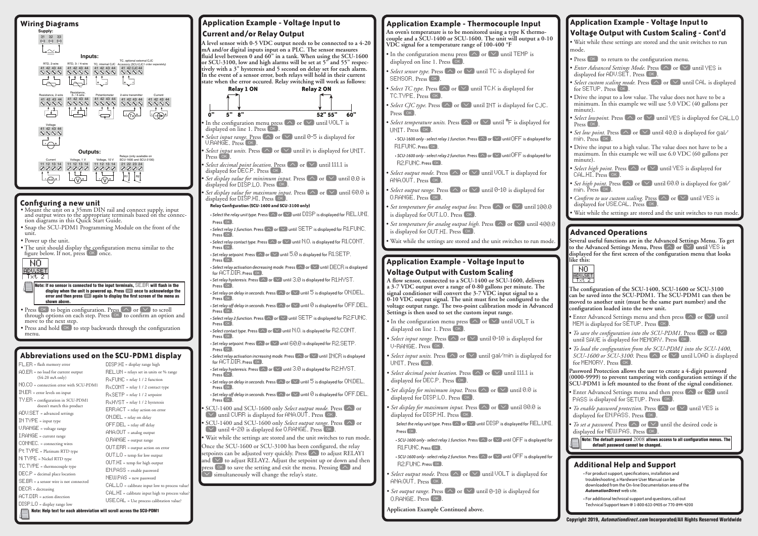## Wiring Diagrams

Supply:

31 32 33

Inputs:

RTD, 2-wire
41 42 43 44

RTD, 3- / 4-wire
41 42 43 44

TC, internal CJC
41 42 43 44

TC, optional external CJC
Accessory (SCU-CJC1 order separately)
41 42 CJC 44

Resistance, 2-wire
41 42 43 44

Resistance, 3- / 4-wire
41 42 43 44

Potentiometer
41 42 43 44

2-wire transmitter
41 42 43 44

Current
41 42 43 44

Voltage
41 42 43 44

Outputs:

Current
11 12 13 14

Voltage, 1 V
11 12 13 14

Voltage, 10 V
11 12 13 14

Relays (only available on SCU-1600 and SCU-3100)
21 22 23 24

R1 R2

## Configuring a new unit

- Mount the unit on a 35mm DIN rail and connect supply, input and output wires to the appropriate terminals based on the connection diagrams in this Quick Start Guide.
- Snap the SCU-PDM1 Programming Module on the front of the unit.
- Power up the unit.
- The unit should display the configuration menu similar to the figure below. If not, press OK once.

NO
ADV.SET
Txt 2

**Note: If no sensor is connected to the input terminals, SE.BR will flash in the display when the unit is powered up. Press OK once to acknowledge the error and then press OK again to display the first screen of the menu as shown above.**

- Press OK to begin configuration. Press ⋀ or ⋁ to scroll through options on each step. Press OK to confirm an option and move to the next step.
- Press and hold OK to step backwards through the configuration menu.

## Abbreviations used on the SCU-PDM1 display

FL.ER = flash memory error
AO.ER = no load for current output (S4-20 mA only)
NO.CO = connection error with SCU-PDM1
IN.ER = error levels on input
TY.ER = configuration in SCU-PDM1 doesn't match this product
ADV.SET = advanced settings
IN TYPE = input type
V.RANGE = voltage range
I.RANGE = current range
CONNEC. = connecting wires
Pt TYPE = Platinum RTD type
Ni TYPE = Nickel RTD type
TC.TYPE = thermocouple type
DEC.P = decimal place location
SE.BR = a sensor wire is not connected
DECR = decreasing
ACT.DIR = action direction
DISP.LO = display range low
DISP.HI = display range high
REL.UN = relays set in units or % range
RxFUNC = relay 1 / 2 function
RxCONT = relay 1 / 2 contact type
RxSETP = relay 1 / 2 setpoint
RxHYST = relay 1 / 2 hysteresis
ERR.ACT = relay action on error
ON.DEL = relay on delay
OFF.DEL = relay off delay
ANA.OUT = analog output
O.RANGE = output range
OUT.ERR = output action on error
OUT.LO = temp for low output
OUT.HI = temp for high output
EN.PASS = enable password
NEW.PAS = new password
CAL.LO = calibrate input low to process value?
CAL.HI = calibrate input high to process value?
USE.CAL = Use process calibration value?

**Note: Help text for each abbreviation will scroll across the SCU-PDM1**

## Application Example - Voltage Input to Current and/or Relay Output

A level sensor with 0-5 VDC output needs to be connected to a 4-20 mA and/or digital inputs input on a PLC. The sensor measures fluid level between 0 and 60" in a tank. When using the SCU-1600 or SCU-3100, low and high alarms will be set at 5" and 55" respectively with a 3" hysteresis and 5 second on delay set for each alarm. In the event of a sensor error, both relays will hold in their current state when the error occured. Relay switching will work as follows:

Relay 1 ON    Relay 2 ON
0"  5"  8"    52"  55"  60"

- In the configuration menu press ⋀ or ⋁ until VOLT is displayed on line 1. Press OK.
- *Select input range.* Press ⋀ or ⋁ until 0-5 is displayed for V.RANGE. Press OK.
- *Select input units.* Press ⋀ or ⋁ until in is displayed for UNIT. Press OK.
- *Select decimal point location.* Press ⋀ or ⋁ until 111.1 is displayed for DEC.P. Press OK.
- *Set display value for minimum input.* Press ⋀ or ⋁ until 0.0 is displayed for DISP.LO. Press OK.
- *Set display value for maximum input.* Press ⋀ or ⋁ until 60.0 is displayed for DISP.HI. Press OK.

**Relay Configuration (SCU-1600 and SCU-3100 only)**

- *Select the relay unit type.* Press ⋀ or ⋁ until DISP is displayed for REL.UNI. Press OK.
- *Select relay 1 function.* Press ⋀ or ⋁ until SETP is displayed for R1.FUNC. Press OK.
- *Select relay contact type.* Press ⋀ or ⋁ until N.O. is displayed for R1.CONT. Press OK.
- *Set relay setpoint.* Press ⋀ or ⋁ until 5.0 is displayed for R1.SETP. Press OK.
- *Select relay activation decreasing mode.* Press ⋀ or ⋁ until DECR is displayed for ACT.DIR. Press OK.
- *Set relay hysteresis.* Press ⋀ or ⋁ until 3.0 is displayed for R1.HYST. Press OK.
- *Set relay on delay in seconds.* Press ⋀ or ⋁ until 5 is displayed for ON.DEL. Press OK.
- *Set relay off delay in seconds.* Press ⋀ or ⋁ until 0 is displayed for OFF.DEL. Press OK.
- *Select relay 2 function.* Press ⋀ or ⋁ until SETP is displayed for R2.FUNC. Press OK.
- *Select contact type.* Press ⋀ or ⋁ until N.O. is displayed for R2.CONT. Press OK.
- *Set relay setpoint.* Press ⋀ or ⋁ until 60.0 is displayed for R2.SETP. Press OK.
- *Select relay activation increasing mode.* Press ⋀ or ⋁ until INCR is displayed for ACT.DIR. Press OK.
- *Set relay hysteresis.* Press ⋀ or ⋁ until 3.0 is displayed for R2.HYST. Press OK.
- *Set relay on delay in seconds.* Press ⋀ or ⋁ until 5 is displayed for ON.DEL. Press OK.
- *Set relay off delay in seconds.* Press ⋀ or ⋁ until 0 is displayed for OFF.DEL. Press OK.

- SCU-1400 and SCU-1600 only *Select output mode.* Press ⋀ or ⋁ until CURR is displayed for ANA.OUT. Press OK.
- SCU-1400 and SCU-1600 only *Select output range.* Press ⋀ or ⋁ until 4-20 is displayed for O.RANGE. Press OK.
- Wait while the settings are stored and the unit switches to run mode.

Once the SCU-1600 or SCU-3100 has been configured, the relay setpoints can be adjusted very quickly. Press ⋀ to adjust RELAY1 and ⋁ to adjust RELAY2. Adjust the setpoint up or down and then press OK to save the setting and exit the menu. Pressing ⋀ and ⋁ simultaneously will change the relay's state.

## Application Example - Thermocouple Input

An oven's temperature is to be monitored using a type K thermocouple and a SCU-1400 or SCU-1600. The unit will output a 0-10 VDC signal for a temperature range of 100-400 °F

- In the configuration menu press ⋀ or ⋁ until TEMP is displayed on line 1. Press OK.
- *Select sensor type.* Press ⋀ or ⋁ until TC is displayed for SENSOR. Press OK.
- *Select TC type.* Press ⋀ or ⋁ until TC.K is displayed for TC.TYPE. Press OK.
- *Select CJC type.* Press ⋀ or ⋁ until INT is displayed for CJC. Press OK.
- *Select temperature units.* Press ⋀ or ⋁ until °F is displayed for UNIT. Press OK.
  - SCU-1600 *only - select relay 1 function.* Press ⋀ or ⋁ until OFF is displayed for R1.FUNC. Press OK.
  - SCU-1600 *only - select relay 2 function.* Press ⋀ or ⋁ until OFF is displayed for R2.FUNC. Press OK.
- *Select output mode.* Press ⋀ or ⋁ until VOLT is displayed for ANA.OUT. Press OK.
- *Select output range.* Press ⋀ or ⋁ until 0-10 is displayed for O.RANGE. Press OK.
- *Set temperature for analog output low.* Press ⋀ or ⋁ until 100.0 is displayed for OUT.LO. Press OK.
- *Set temperature for analog output high.* Press ⋀ or ⋁ until 400.0 is displayed for OUT.HI. Press OK.
- Wait while the settings are stored and the unit switches to run mode.

## Application Example - Voltage Input to Voltage Output with Custom Scaling

A flow sensor, connected to a SCU-1400 or SCU-1600, delivers a 3-7 VDC output over a range of 0-80 gallons per minute. The signal conditioner will convert the 3-7 VDC input signal to a 0-10 VDC output signal. The unit must first be configured to the voltage output range. The two-point calibration mode in Advanced Settings is then used to set the custom input range.

- In the configuration menu press ⋀ or ⋁ until VOLT is displayed on line 1. Press OK.
- *Select input range.* Press ⋀ or ⋁ until 0-10 is displayed for V-RANGE. Press OK.
- *Select input units.* Press ⋀ or ⋁ until gal/min is displayed for UNIT. Press OK.
- *Select decimal point location.* Press ⋀ or ⋁ until 111.1 is displayed for DEC.P. Press OK.
- *Set display for minimum input.* Press ⋀ or ⋁ until 0.0 is displayed for DISP.LO. Press OK.
- *Set display for maximum input.* Press ⋀ or ⋁ until 80.0 is displayed for DISP.HI. Press OK.

  *Select the relay unit type.* Press ⋀ or ⋁ until DISP is displayed for REL.UNI. Press OK.
  - SCU-1600 *only - select relay 1 function.* Press ⋀ or ⋁ until OFF is displayed for R1.FUNC. Press OK.
  - SCU-1600 *only - select relay 2 function.* Press ⋀ or ⋁ until OFF is displayed for R2.FUNC. Press OK.
- *Select output mode.* Press ⋀ or ⋁ until VOLT is displayed for ANA.OUT. Press OK.
- *Set output range.* Press ⋀ or ⋁ until 0-10 is displayed for O.RANGE. Press OK.

Application Example Continued above.

## Application Example - Voltage Input to Voltage Output with Custom Scaling - Cont'd

- Wait while these settings are stored and the unit switches to run mode.
- Press OK to return to the configuration menu.
- *Enter Advanced Settings Mode.* Press ⋀ or ⋁ until YES is displayed for ADV.SET. Press OK.
- *Select custom scaling mode.* Press ⋀ or ⋁ until CAL is displayed for SETUP. Press OK.
- Drive the input to a low value. The value does not have to be a minimum. In this example we will use 5.0 VDC (40 gallons per minute).
- *Select lowpoint.* Press ⋀ or ⋁ until YES is displayed for CAL.LO. Press OK.
- *Set low point.* Press ⋀ or ⋁ until 40.0 is displayed for gal/min. Press OK.
- Drive the input to a high value. The value does not have to be a maximum. In this example we will use 6.0 VDC (60 gallons per minute).
- *Select high point.* Press ⋀ or ⋁ until YES is displayed for CAL.HI. Press OK.
- *Set high point.* Press ⋀ or ⋁ until 60.0 is displayed for gal/min. Press OK.
- *Confirm to use custom scaling.* Press ⋀ or ⋁ until YES is displayed for USE.CAL. Press OK.
- Wait while the settings are stored and the unit switches to run mode.

## Advanced Operations

**Several useful functions are in the Advanced Settings Menu. To get to the Advanced Settings Menu, Press ⋀ or ⋁ until YES is displayed for the first screen of the configuration menu that looks like this:**

NO
ADV.SET
Txt 2

**The configuration of the SCU-1400, SCU-1600 or SCU-3100 can be saved into the SCU-PDM1. The SCU-PDM1 can then be moved to another unit (must be the same part number) and the configuration loaded into the new unit.**

- Enter Advanced Settings menu and then press ⋀ or ⋁ until MEM is displayed for SETUP. Press OK.
- *To save the configuration into the SCU-PDM1.* Press ⋀ or ⋁ until SAVE is displayed for MEMORY. Press OK.
- *To load the configuration from the SCU-PDM1 into the SCU-1400, SCU-1600 or SCU-3100.* Press ⋀ or ⋁ until LOAD is displayed for MEMORY. Press OK.

**Password Protection allows the user to create a 4-digit password (0000-9999) to prevent tampering with configuration settings if the SCU-PDM1 is left mounted to the front of the signal conditioner.**

- Enter Advanced Settings menu and then press ⋀ or ⋁ until PASS is displayed for SETUP. Press OK.
- *To enable password protection.* Press ⋀ or ⋁ until YES is displayed for EN.PASS. Press OK.
- *To set a password.* Press ⋀ or ⋁ until the desired code is displayed for NEW.PAS. Press OK.

**Note: The default password 2008 allows access to all configuration menus. The default password cannot be changed.**

## Additional Help and Support

- For product support, specifications, installation and troubleshooting, a Hardware User Manual can be downloaded from the On-line Documentation area of the ***AutomationDirect*** web site.
- For additional technical support and questions, call our Technical Support team @ 1-800-633-0405 or 770-844-4200

**Copyright 2019, *Automationdirect.com* Incorporated/All Rights Reserved Worldwide**